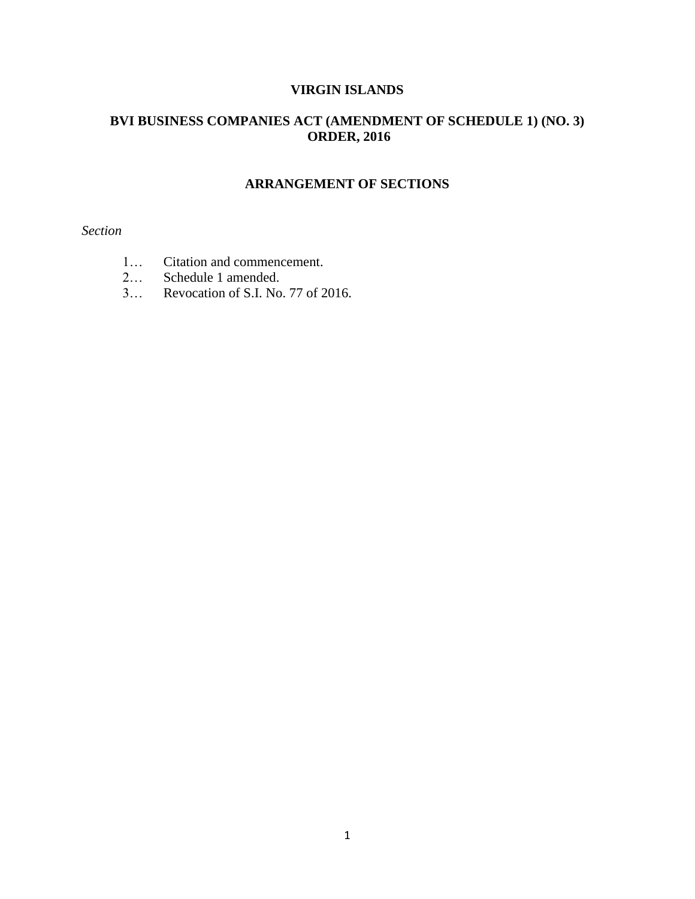# VIRGIN ISLANDS

## BVI BUSINESS COMPANIES ACT (AMENDMENT OF SCHEDULE 1) (NO. 3) ORDER, 2016

### ARRANGEMENT OF SECTIONS

*Section*

1… Citation and commencement.
2… Schedule 1 amended.
3… Revocation of S.I. No. 77 of 2016.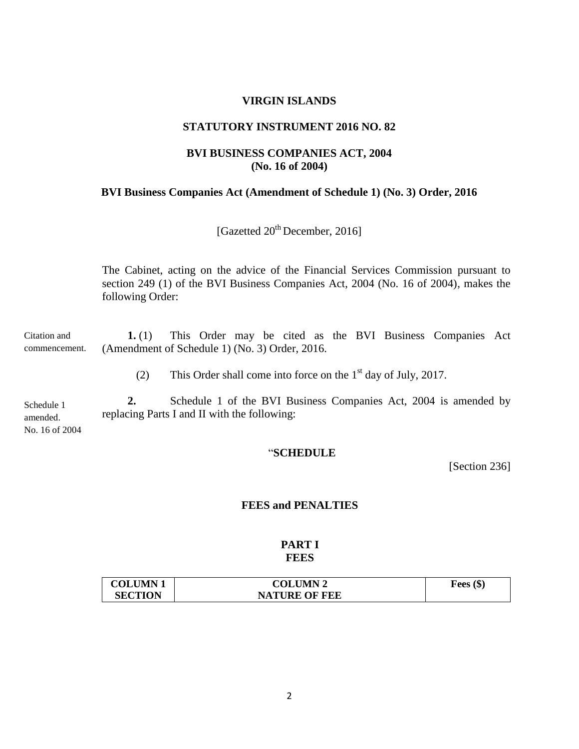# VIRGIN ISLANDS

## STATUTORY INSTRUMENT 2016 NO. 82

## BVI BUSINESS COMPANIES ACT, 2004
## (No. 16 of 2004)

### BVI Business Companies Act (Amendment of Schedule 1) (No. 3) Order, 2016

[Gazetted 20th December, 2016]

The Cabinet, acting on the advice of the Financial Services Commission pursuant to section 249 (1) of the BVI Business Companies Act, 2004 (No. 16 of 2004), makes the following Order:

Citation and commencement.

**1.** (1) This Order may be cited as the BVI Business Companies Act (Amendment of Schedule 1) (No. 3) Order, 2016.

(2) This Order shall come into force on the 1st day of July, 2017.

Schedule 1 amended. No. 16 of 2004

**2.** Schedule 1 of the BVI Business Companies Act, 2004 is amended by replacing Parts I and II with the following:

"**SCHEDULE**

[Section 236]

**FEES and PENALTIES**

**PART I**
**FEES**

| COLUMN 1 SECTION | COLUMN 2 NATURE OF FEE | Fees ($) |
|---|---|---|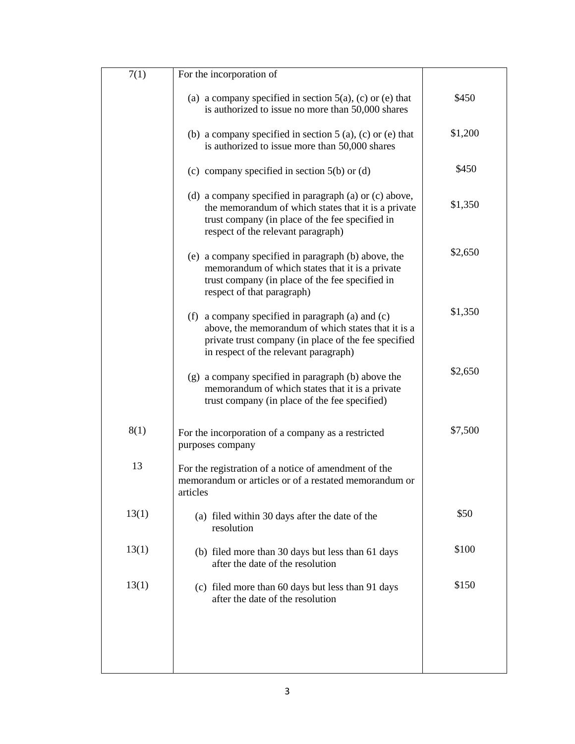| | | |
|---|---|---|
| 7(1) | For the incorporation of | |
| | (a) a company specified in section 5(a), (c) or (e) that is authorized to issue no more than 50,000 shares | $450 |
| | (b) a company specified in section 5 (a), (c) or (e) that is authorized to issue more than 50,000 shares | $1,200 |
| | (c) company specified in section 5(b) or (d) | $450 |
| | (d) a company specified in paragraph (a) or (c) above, the memorandum of which states that it is a private trust company (in place of the fee specified in respect of the relevant paragraph) | $1,350 |
| | (e) a company specified in paragraph (b) above, the memorandum of which states that it is a private trust company (in place of the fee specified in respect of that paragraph) | $2,650 |
| | (f) a company specified in paragraph (a) and (c) above, the memorandum of which states that it is a private trust company (in place of the fee specified in respect of the relevant paragraph) | $1,350 |
| | (g) a company specified in paragraph (b) above the memorandum of which states that it is a private trust company (in place of the fee specified) | $2,650 |
| 8(1) | For the incorporation of a company as a restricted purposes company | $7,500 |
| 13 | For the registration of a notice of amendment of the memorandum or articles or of a restated memorandum or articles | |
| 13(1) | (a) filed within 30 days after the date of the resolution | $50 |
| 13(1) | (b) filed more than 30 days but less than 61 days after the date of the resolution | $100 |
| 13(1) | (c) filed more than 60 days but less than 91 days after the date of the resolution | $150 |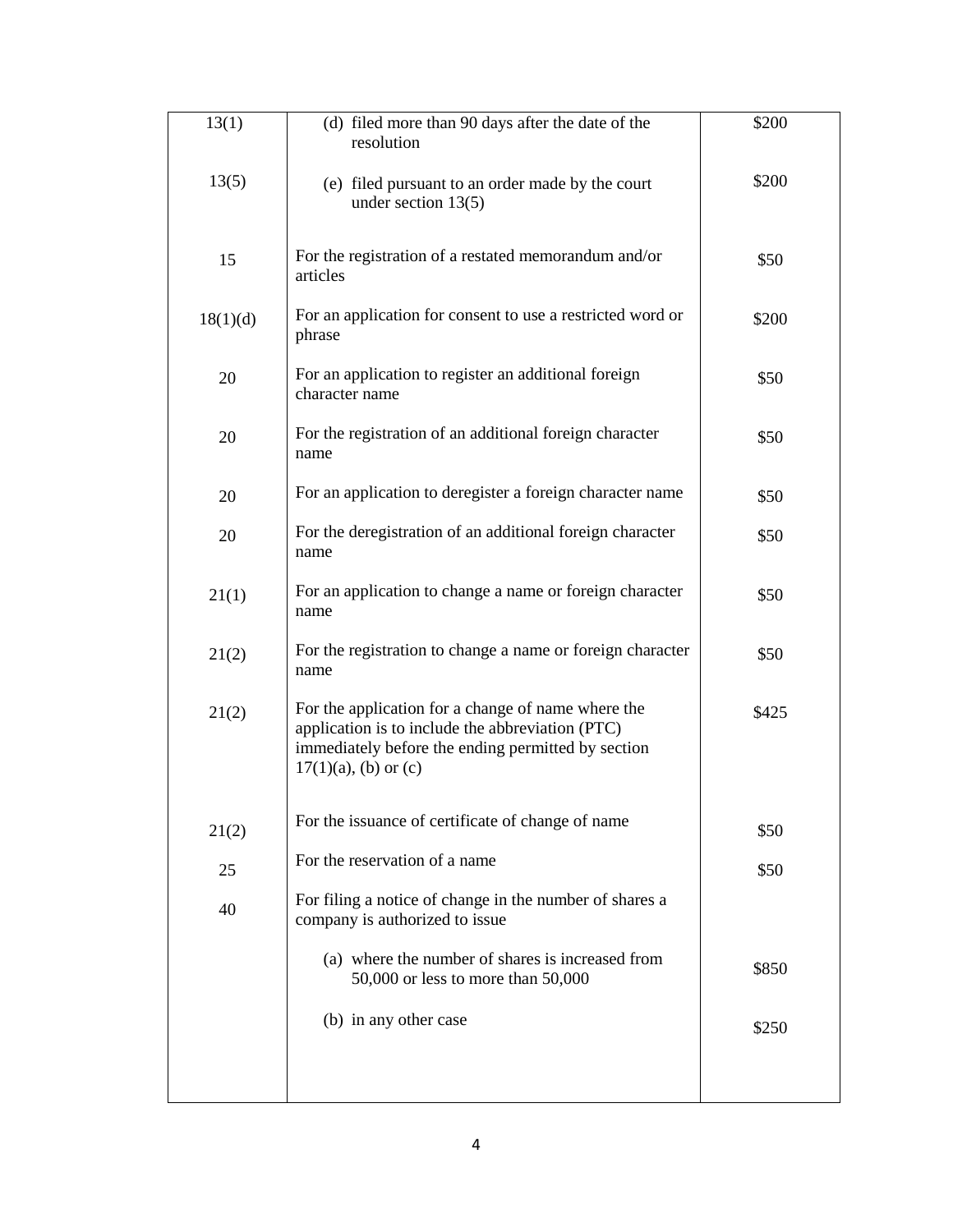| | | |
|---|---|---|
| 13(1) | (d) filed more than 90 days after the date of the resolution | $200 |
| 13(5) | (e) filed pursuant to an order made by the court under section 13(5) | $200 |
| 15 | For the registration of a restated memorandum and/or articles | $50 |
| 18(1)(d) | For an application for consent to use a restricted word or phrase | $200 |
| 20 | For an application to register an additional foreign character name | $50 |
| 20 | For the registration of an additional foreign character name | $50 |
| 20 | For an application to deregister a foreign character name | $50 |
| 20 | For the deregistration of an additional foreign character name | $50 |
| 21(1) | For an application to change a name or foreign character name | $50 |
| 21(2) | For the registration to change a name or foreign character name | $50 |
| 21(2) | For the application for a change of name where the application is to include the abbreviation (PTC) immediately before the ending permitted by section 17(1)(a), (b) or (c) | $425 |
| 21(2) | For the issuance of certificate of change of name | $50 |
| 25 | For the reservation of a name | $50 |
| 40 | For filing a notice of change in the number of shares a company is authorized to issue | |
| | (a) where the number of shares is increased from 50,000 or less to more than 50,000 | $850 |
| | (b) in any other case | $250 |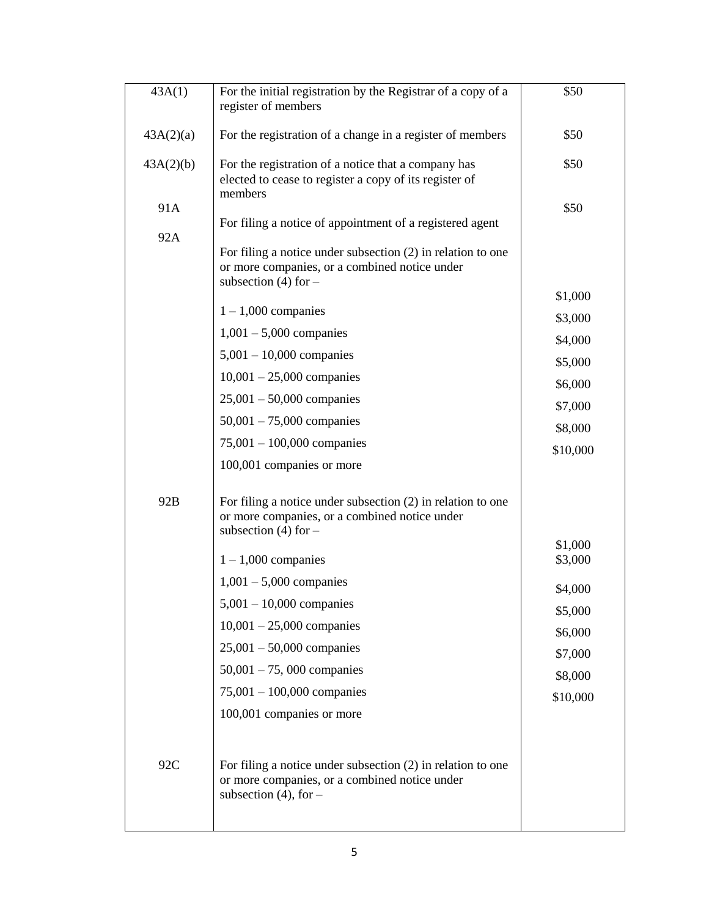| | | |
|---|---|---|
| 43A(1) | For the initial registration by the Registrar of a copy of a register of members | $50 |
| 43A(2)(a) | For the registration of a change in a register of members | $50 |
| 43A(2)(b) | For the registration of a notice that a company has elected to cease to register a copy of its register of members | $50 |
| 91A | For filing a notice of appointment of a registered agent | $50 |
| 92A | For filing a notice under subsection (2) in relation to one or more companies, or a combined notice under subsection (4) for – | |
| | 1 – 1,000 companies | $1,000 |
| | 1,001 – 5,000 companies | $3,000 |
| | 5,001 – 10,000 companies | $4,000 |
| | 10,001 – 25,000 companies | $5,000 |
| | 25,001 – 50,000 companies | $6,000 |
| | 50,001 – 75,000 companies | $7,000 |
| | 75,001 – 100,000 companies | $8,000 |
| | 100,001 companies or more | $10,000 |
| 92B | For filing a notice under subsection (2) in relation to one or more companies, or a combined notice under subsection (4) for – | |
| | 1 – 1,000 companies | $1,000 |
| | 1,001 – 5,000 companies | $3,000 |
| | 5,001 – 10,000 companies | $4,000 |
| | 10,001 – 25,000 companies | $5,000 |
| | 25,001 – 50,000 companies | $6,000 |
| | 50,001 – 75, 000 companies | $7,000 |
| | 75,001 – 100,000 companies | $8,000 |
| | 100,001 companies or more | $10,000 |
| 92C | For filing a notice under subsection (2) in relation to one or more companies, or a combined notice under subsection (4), for – | |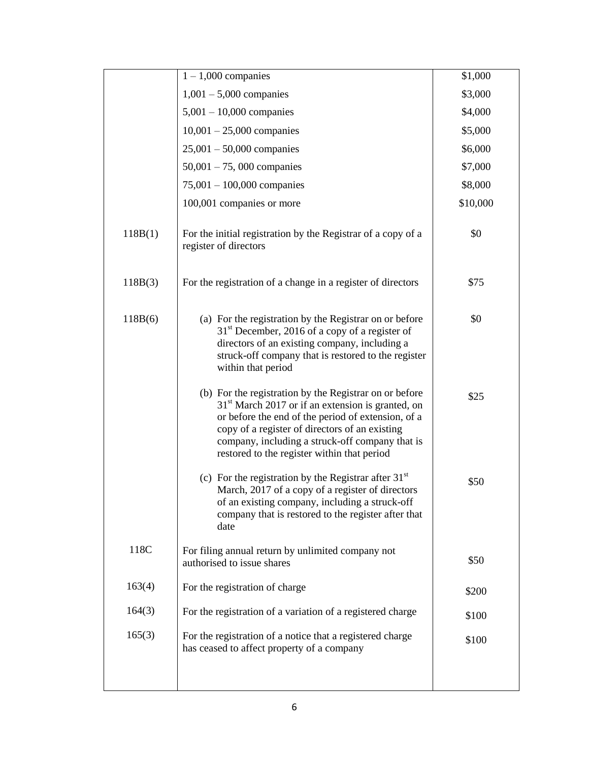| | | |
|---|---|---|
| | 1 – 1,000 companies | $1,000 |
| | 1,001 – 5,000 companies | $3,000 |
| | 5,001 – 10,000 companies | $4,000 |
| | 10,001 – 25,000 companies | $5,000 |
| | 25,001 – 50,000 companies | $6,000 |
| | 50,001 – 75, 000 companies | $7,000 |
| | 75,001 – 100,000 companies | $8,000 |
| | 100,001 companies or more | $10,000 |
| 118B(1) | For the initial registration by the Registrar of a copy of a register of directors | $0 |
| 118B(3) | For the registration of a change in a register of directors | $75 |
| 118B(6) | (a) For the registration by the Registrar on or before 31st December, 2016 of a copy of a register of directors of an existing company, including a struck-off company that is restored to the register within that period | $0 |
| | (b) For the registration by the Registrar on or before 31st March 2017 or if an extension is granted, on or before the end of the period of extension, of a copy of a register of directors of an existing company, including a struck-off company that is restored to the register within that period | $25 |
| | (c) For the registration by the Registrar after 31st March, 2017 of a copy of a register of directors of an existing company, including a struck-off company that is restored to the register after that date | $50 |
| 118C | For filing annual return by unlimited company not authorised to issue shares | $50 |
| 163(4) | For the registration of charge | $200 |
| 164(3) | For the registration of a variation of a registered charge | $100 |
| 165(3) | For the registration of a notice that a registered charge has ceased to affect property of a company | $100 |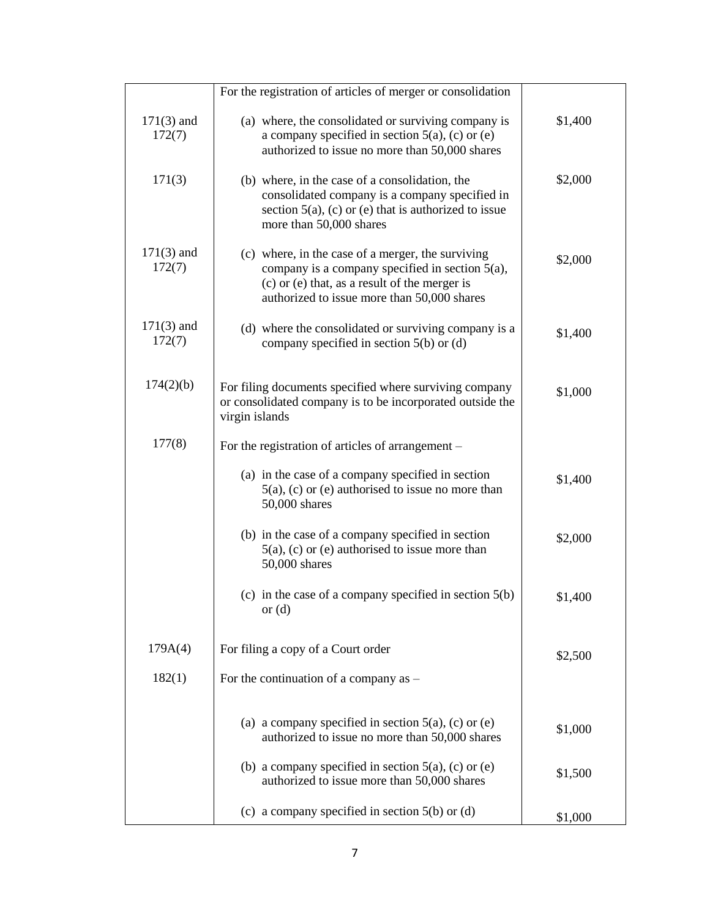| | | |
|---|---|---|
| | For the registration of articles of merger or consolidation | |
| 171(3) and 172(7) | (a) where, the consolidated or surviving company is a company specified in section 5(a), (c) or (e) authorized to issue no more than 50,000 shares | $1,400 |
| 171(3) | (b) where, in the case of a consolidation, the consolidated company is a company specified in section 5(a), (c) or (e) that is authorized to issue more than 50,000 shares | $2,000 |
| 171(3) and 172(7) | (c) where, in the case of a merger, the surviving company is a company specified in section 5(a), (c) or (e) that, as a result of the merger is authorized to issue more than 50,000 shares | $2,000 |
| 171(3) and 172(7) | (d) where the consolidated or surviving company is a company specified in section 5(b) or (d) | $1,400 |
| 174(2)(b) | For filing documents specified where surviving company or consolidated company is to be incorporated outside the virgin islands | $1,000 |
| 177(8) | For the registration of articles of arrangement – | |
| | (a) in the case of a company specified in section 5(a), (c) or (e) authorised to issue no more than 50,000 shares | $1,400 |
| | (b) in the case of a company specified in section 5(a), (c) or (e) authorised to issue more than 50,000 shares | $2,000 |
| | (c) in the case of a company specified in section 5(b) or (d) | $1,400 |
| 179A(4) | For filing a copy of a Court order | $2,500 |
| 182(1) | For the continuation of a company as – | |
| | (a) a company specified in section 5(a), (c) or (e) authorized to issue no more than 50,000 shares | $1,000 |
| | (b) a company specified in section 5(a), (c) or (e) authorized to issue more than 50,000 shares | $1,500 |
| | (c) a company specified in section 5(b) or (d) | $1,000 |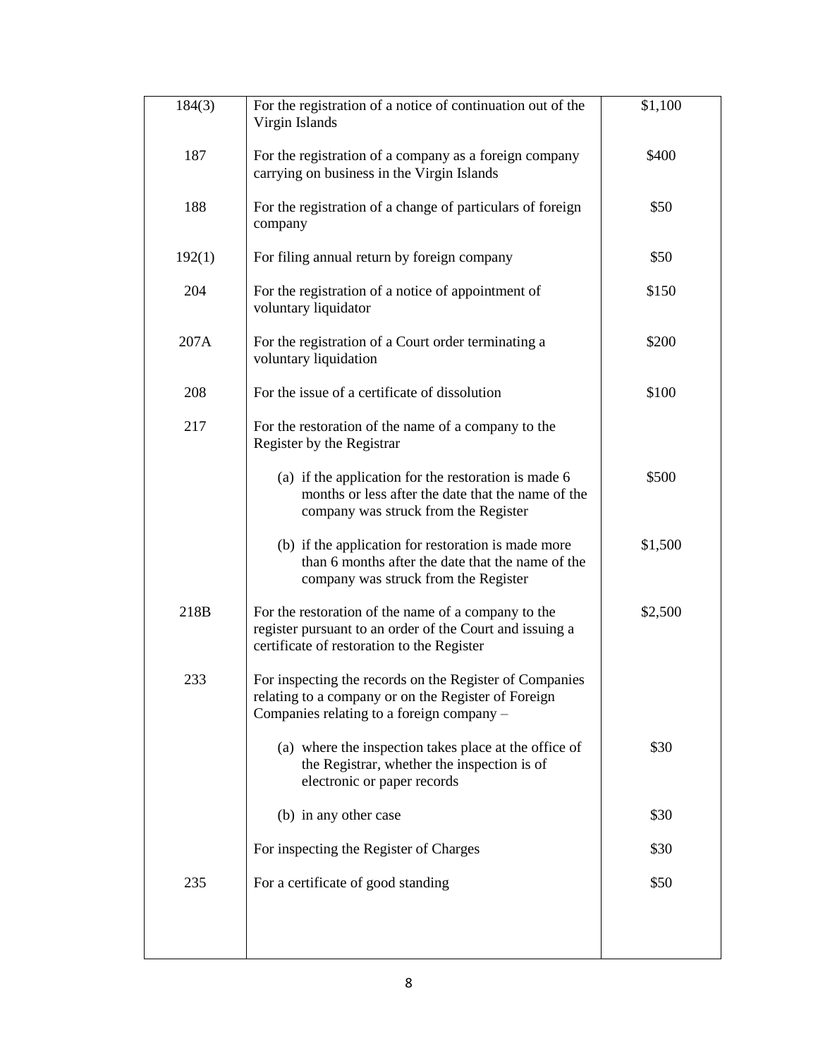| | | |
|---|---|---|
| 184(3) | For the registration of a notice of continuation out of the Virgin Islands | $1,100 |
| 187 | For the registration of a company as a foreign company carrying on business in the Virgin Islands | $400 |
| 188 | For the registration of a change of particulars of foreign company | $50 |
| 192(1) | For filing annual return by foreign company | $50 |
| 204 | For the registration of a notice of appointment of voluntary liquidator | $150 |
| 207A | For the registration of a Court order terminating a voluntary liquidation | $200 |
| 208 | For the issue of a certificate of dissolution | $100 |
| 217 | For the restoration of the name of a company to the Register by the Registrar | |
| | (a) if the application for the restoration is made 6 months or less after the date that the name of the company was struck from the Register | $500 |
| | (b) if the application for restoration is made more than 6 months after the date that the name of the company was struck from the Register | $1,500 |
| 218B | For the restoration of the name of a company to the register pursuant to an order of the Court and issuing a certificate of restoration to the Register | $2,500 |
| 233 | For inspecting the records on the Register of Companies relating to a company or on the Register of Foreign Companies relating to a foreign company – | |
| | (a) where the inspection takes place at the office of the Registrar, whether the inspection is of electronic or paper records | $30 |
| | (b) in any other case | $30 |
| | For inspecting the Register of Charges | $30 |
| 235 | For a certificate of good standing | $50 |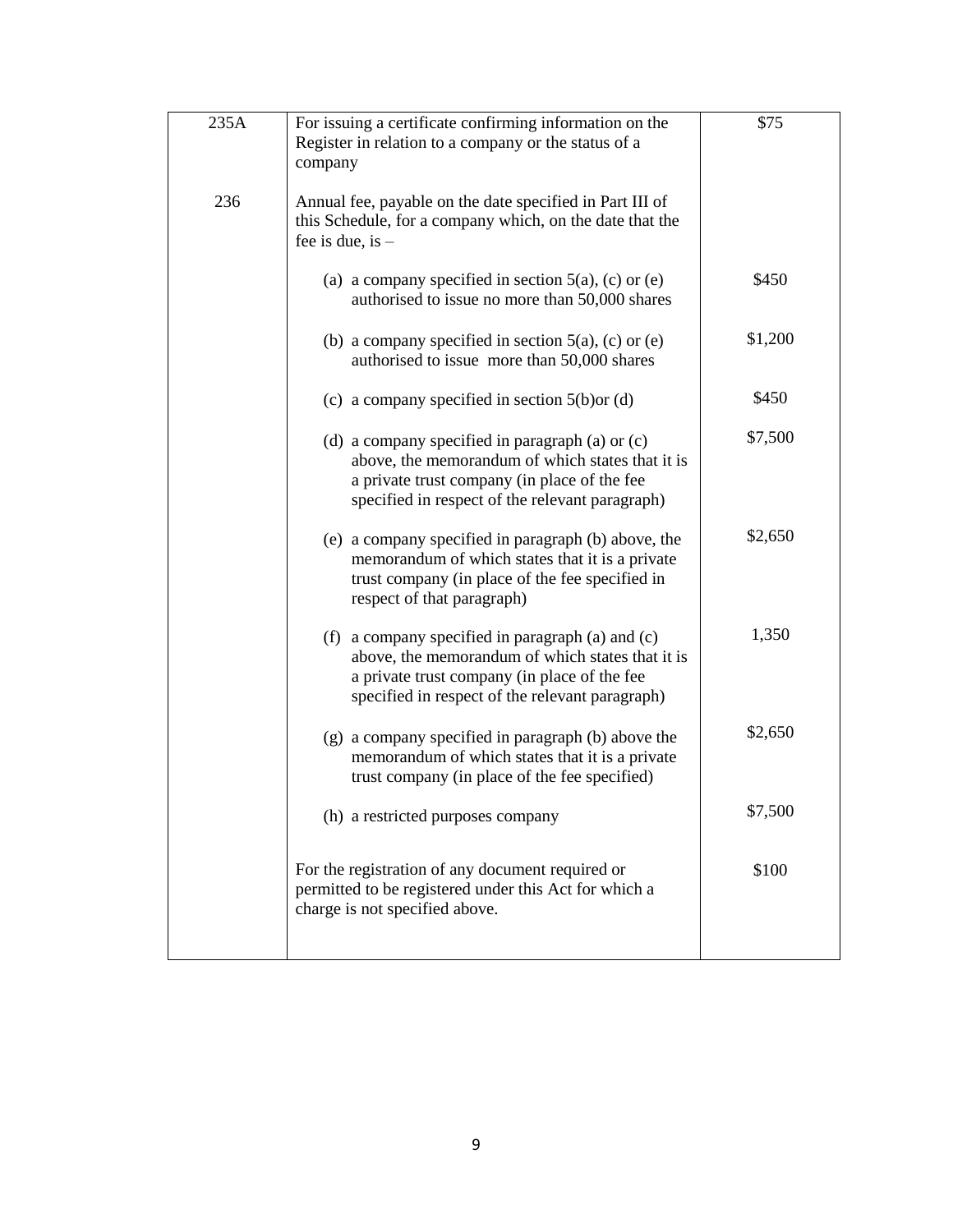| | | |
|---|---|---|
| 235A | For issuing a certificate confirming information on the Register in relation to a company or the status of a company | $75 |
| 236 | Annual fee, payable on the date specified in Part III of this Schedule, for a company which, on the date that the fee is due, is – | |
| | (a) a company specified in section 5(a), (c) or (e) authorised to issue no more than 50,000 shares | $450 |
| | (b) a company specified in section 5(a), (c) or (e) authorised to issue more than 50,000 shares | $1,200 |
| | (c) a company specified in section 5(b)or (d) | $450 |
| | (d) a company specified in paragraph (a) or (c) above, the memorandum of which states that it is a private trust company (in place of the fee specified in respect of the relevant paragraph) | $7,500 |
| | (e) a company specified in paragraph (b) above, the memorandum of which states that it is a private trust company (in place of the fee specified in respect of that paragraph) | $2,650 |
| | (f) a company specified in paragraph (a) and (c) above, the memorandum of which states that it is a private trust company (in place of the fee specified in respect of the relevant paragraph) | 1,350 |
| | (g) a company specified in paragraph (b) above the memorandum of which states that it is a private trust company (in place of the fee specified) | $2,650 |
| | (h) a restricted purposes company | $7,500 |
| | For the registration of any document required or permitted to be registered under this Act for which a charge is not specified above. | $100 |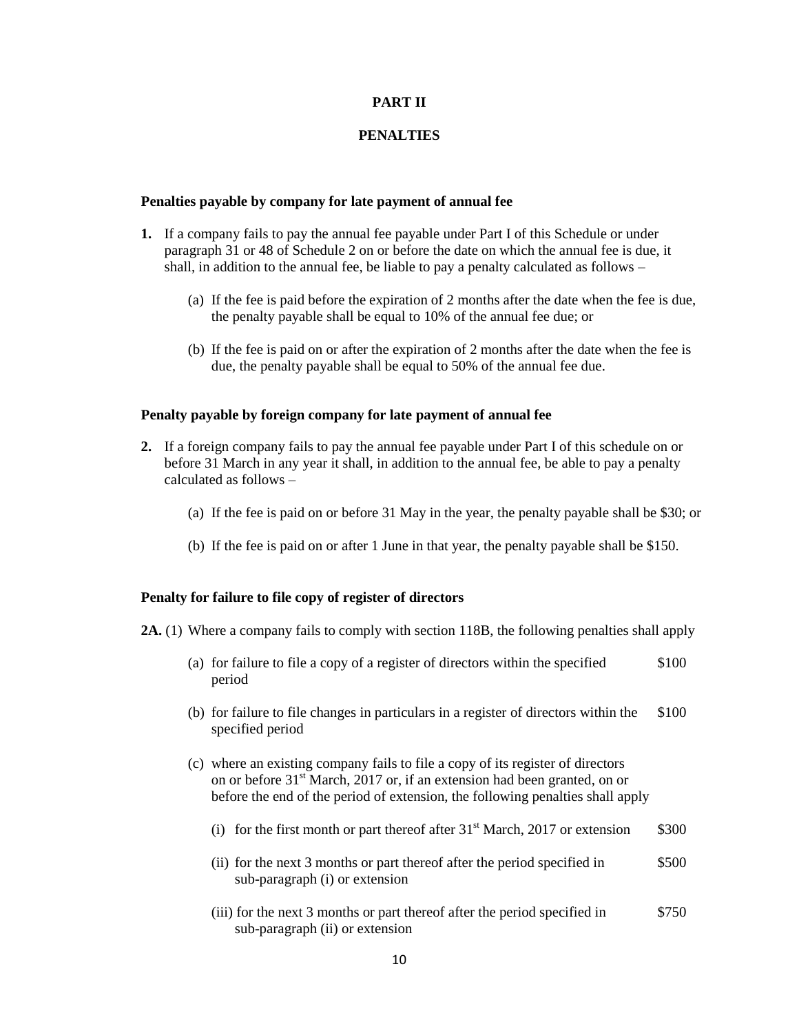## PART II

## PENALTIES

**Penalties payable by company for late payment of annual fee**

**1.** If a company fails to pay the annual fee payable under Part I of this Schedule or under paragraph 31 or 48 of Schedule 2 on or before the date on which the annual fee is due, it shall, in addition to the annual fee, be liable to pay a penalty calculated as follows –

(a) If the fee is paid before the expiration of 2 months after the date when the fee is due, the penalty payable shall be equal to 10% of the annual fee due; or

(b) If the fee is paid on or after the expiration of 2 months after the date when the fee is due, the penalty payable shall be equal to 50% of the annual fee due.

**Penalty payable by foreign company for late payment of annual fee**

**2.** If a foreign company fails to pay the annual fee payable under Part I of this schedule on or before 31 March in any year it shall, in addition to the annual fee, be able to pay a penalty calculated as follows –

(a) If the fee is paid on or before 31 May in the year, the penalty payable shall be $30; or

(b) If the fee is paid on or after 1 June in that year, the penalty payable shall be $150.

**Penalty for failure to file copy of register of directors**

**2A.** (1) Where a company fails to comply with section 118B, the following penalties shall apply

(a) for failure to file a copy of a register of directors within the specified period — $100

(b) for failure to file changes in particulars in a register of directors within the specified period — $100

(c) where an existing company fails to file a copy of its register of directors on or before 31st March, 2017 or, if an extension had been granted, on or before the end of the period of extension, the following penalties shall apply

(i) for the first month or part thereof after 31st March, 2017 or extension — $300

(ii) for the next 3 months or part thereof after the period specified in sub-paragraph (i) or extension — $500

(iii) for the next 3 months or part thereof after the period specified in sub-paragraph (ii) or extension — $750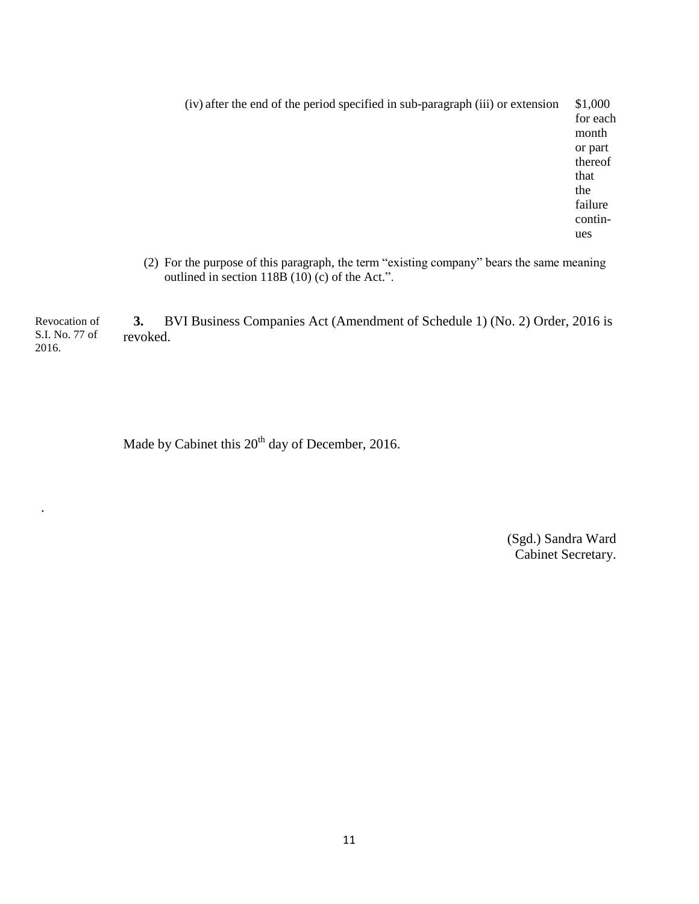| | |
|---|---|
| (iv) after the end of the period specified in sub-paragraph (iii) or extension | $1,000 for each month or part thereof that the failure continues |

(2) For the purpose of this paragraph, the term "existing company" bears the same meaning outlined in section 118B (10) (c) of the Act.".

Revocation of S.I. No. 77 of 2016.

**3.** BVI Business Companies Act (Amendment of Schedule 1) (No. 2) Order, 2016 is revoked.

Made by Cabinet this 20th day of December, 2016.

(Sgd.) Sandra Ward
Cabinet Secretary.